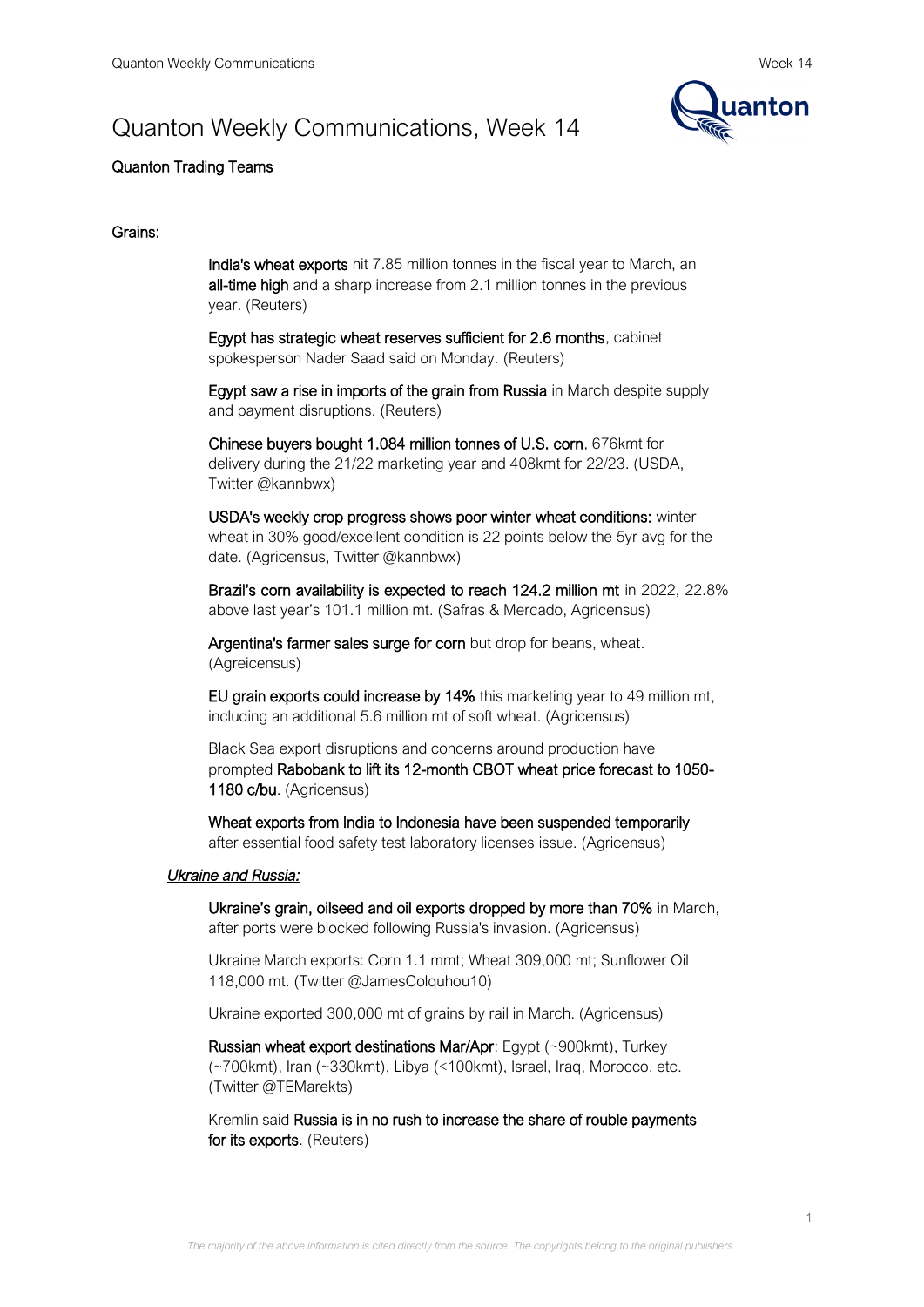# Quanton Weekly Communications, Week 14

Quanton Trading Teams

## Grains:

**India's wheat exports** hit 7.85 million tonnes in the fiscal year to March, an **all-time high** and a sharp increase from 2.1 million tonnes in the previous year. (Reuters)

**Egypt has strategic wheat reserves sufficient for 2.6 months**, cabinet spokesperson Nader Saad said on Monday. (Reuters)

**Egypt saw a rise in imports of the grain from Russia** in March despite supply and payment disruptions. (Reuters)

**Chinese buyers bought 1.084 million tonnes of U.S. corn**, 676kmt for delivery during the 21/22 marketing year and 408kmt for 22/23. (USDA, Twitter @kannbwx)

**USDA's weekly crop progress shows poor winter wheat conditions:** winter wheat in 30% good/excellent condition is 22 points below the 5yr avg for the date. (Agricensus, Twitter @kannbwx)

**Brazil's corn availability is expected to reach 124.2 million mt** in 2022, 22.8% above last year's 101.1 million mt. (Safras & Mercado, Agricensus)

**Argentina's farmer sales surge for corn** but drop for beans, wheat. (Agreicensus)

**EU grain exports could increase by 14%** this marketing year to 49 million mt, including an additional 5.6 million mt of soft wheat. (Agricensus)

Black Sea export disruptions and concerns around production have prompted **Rabobank to lift its 12-month CBOT wheat price forecast to 1050-1180 c/bu**. (Agricensus)

**Wheat exports from India to Indonesia have been suspended temporarily** after essential food safety test laboratory licenses issue. (Agricensus)

### *Ukraine and Russia:*

**Ukraine's grain, oilseed and oil exports dropped by more than 70%** in March, after ports were blocked following Russia's invasion. (Agricensus)

Ukraine March exports: Corn 1.1 mmt; Wheat 309,000 mt; Sunflower Oil 118,000 mt. (Twitter @JamesColquhou10)

Ukraine exported 300,000 mt of grains by rail in March. (Agricensus)

**Russian wheat export destinations Mar/Apr**: Egypt (~900kmt), Turkey (~700kmt), Iran (~330kmt), Libya (<100kmt), Israel, Iraq, Morocco, etc. (Twitter @TEMarekts)

Kremlin said **Russia is in no rush to increase the share of rouble payments for its exports**. (Reuters)

*The majority of the above information is cited directly from the source. The copyrights belong to the original publishers.*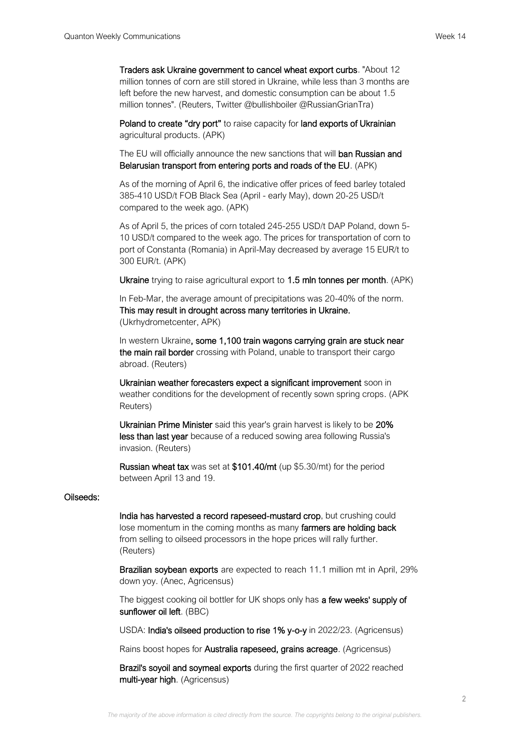**Traders ask Ukraine government to cancel wheat export curbs**. "About 12 million tonnes of corn are still stored in Ukraine, while less than 3 months are left before the new harvest, and domestic consumption can be about 1.5 million tonnes". (Reuters, Twitter @bullishboiler @RussianGrianTra)

**Poland to create "dry port"** to raise capacity for **land exports of Ukrainian** agricultural products. (APK)

The EU will officially announce the new sanctions that will **ban Russian and Belarusian transport from entering ports and roads of the EU**. (APK)

As of the morning of April 6, the indicative offer prices of feed barley totaled 385-410 USD/t FOB Black Sea (April - early May), down 20-25 USD/t compared to the week ago. (APK)

As of April 5, the prices of corn totaled 245-255 USD/t DAP Poland, down 5-10 USD/t compared to the week ago. The prices for transportation of corn to port of Constanta (Romania) in April-May decreased by average 15 EUR/t to 300 EUR/t. (APK)

**Ukraine** trying to raise agricultural export to **1.5 mln tonnes per month**. (APK)

In Feb-Mar, the average amount of precipitations was 20-40% of the norm. **This may result in drought across many territories in Ukraine.** (Ukrhydrometcenter, APK)

In western Ukraine**, some 1,100 train wagons carrying grain are stuck near the main rail border** crossing with Poland, unable to transport their cargo abroad. (Reuters)

**Ukrainian weather forecasters expect a significant improvement** soon in weather conditions for the development of recently sown spring crops. (APK Reuters)

**Ukrainian Prime Minister** said this year's grain harvest is likely to be **20% less than last year** because of a reduced sowing area following Russia's invasion. (Reuters)

**Russian wheat tax** was set at **$101.40/mt** (up $5.30/mt) for the period between April 13 and 19.

**Oilseeds:**

**India has harvested a record rapeseed-mustard crop**, but crushing could lose momentum in the coming months as many **farmers are holding back** from selling to oilseed processors in the hope prices will rally further. (Reuters)

**Brazilian soybean exports** are expected to reach 11.1 million mt in April, 29% down yoy. (Anec, Agricensus)

The biggest cooking oil bottler for UK shops only has **a few weeks' supply of sunflower oil left**. (BBC)

USDA: **India's oilseed production to rise 1% y-o-y** in 2022/23. (Agricensus)

Rains boost hopes for **Australia rapeseed, grains acreage**. (Agricensus)

**Brazil's soyoil and soymeal exports** during the first quarter of 2022 reached **multi-year high**. (Agricensus)

*The majority of the above information is cited directly from the source. The copyrights belong to the original publishers.*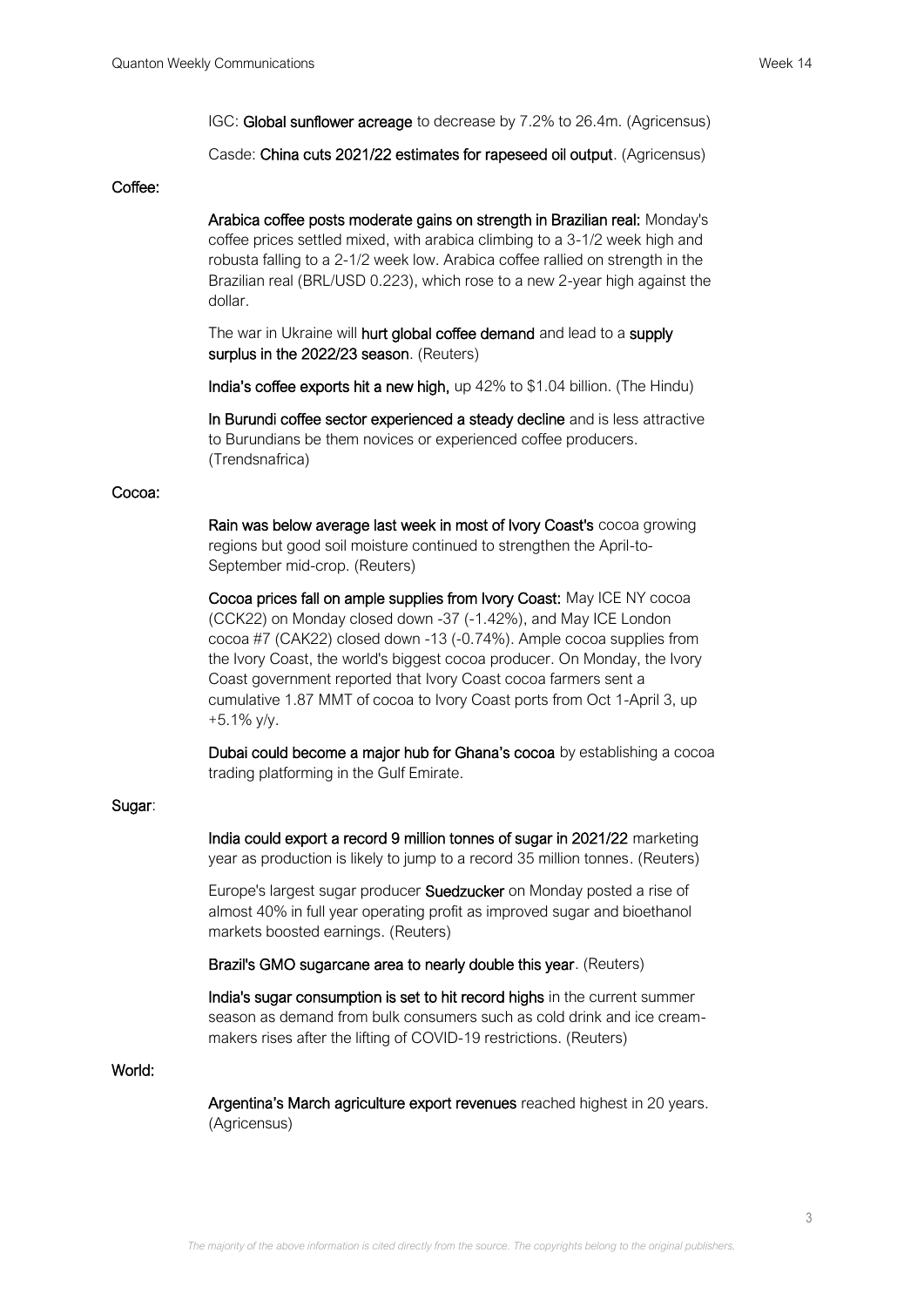IGC: **Global sunflower acreage** to decrease by 7.2% to 26.4m. (Agricensus)

Casde: **China cuts 2021/22 estimates for rapeseed oil output**. (Agricensus)

**Coffee:**

**Arabica coffee posts moderate gains on strength in Brazilian real:** Monday's coffee prices settled mixed, with arabica climbing to a 3-1/2 week high and robusta falling to a 2-1/2 week low. Arabica coffee rallied on strength in the Brazilian real (BRL/USD 0.223), which rose to a new 2-year high against the dollar.

The war in Ukraine will **hurt global coffee demand** and lead to a **supply surplus in the 2022/23 season**. (Reuters)

**India's coffee exports hit a new high,** up 42% to $1.04 billion. (The Hindu)

**In Burundi coffee sector experienced a steady decline** and is less attractive to Burundians be them novices or experienced coffee producers. (Trendsnafrica)

**Cocoa:**

**Rain was below average last week in most of Ivory Coast's** cocoa growing regions but good soil moisture continued to strengthen the April-to-September mid-crop. (Reuters)

**Cocoa prices fall on ample supplies from Ivory Coast:** May ICE NY cocoa (CCK22) on Monday closed down -37 (-1.42%), and May ICE London cocoa #7 (CAK22) closed down -13 (-0.74%). Ample cocoa supplies from the Ivory Coast, the world's biggest cocoa producer. On Monday, the Ivory Coast government reported that Ivory Coast cocoa farmers sent a cumulative 1.87 MMT of cocoa to Ivory Coast ports from Oct 1-April 3, up +5.1% y/y.

**Dubai could become a major hub for Ghana's cocoa** by establishing a cocoa trading platforming in the Gulf Emirate.

**Sugar**:

**India could export a record 9 million tonnes of sugar in 2021/22** marketing year as production is likely to jump to a record 35 million tonnes. (Reuters)

Europe's largest sugar producer **Suedzucker** on Monday posted a rise of almost 40% in full year operating profit as improved sugar and bioethanol markets boosted earnings. (Reuters)

**Brazil's GMO sugarcane area to nearly double this year**. (Reuters)

**India's sugar consumption is set to hit record highs** in the current summer season as demand from bulk consumers such as cold drink and ice cream-makers rises after the lifting of COVID-19 restrictions. (Reuters)

**World:**

**Argentina's March agriculture export revenues** reached highest in 20 years. (Agricensus)

*The majority of the above information is cited directly from the source. The copyrights belong to the original publishers.*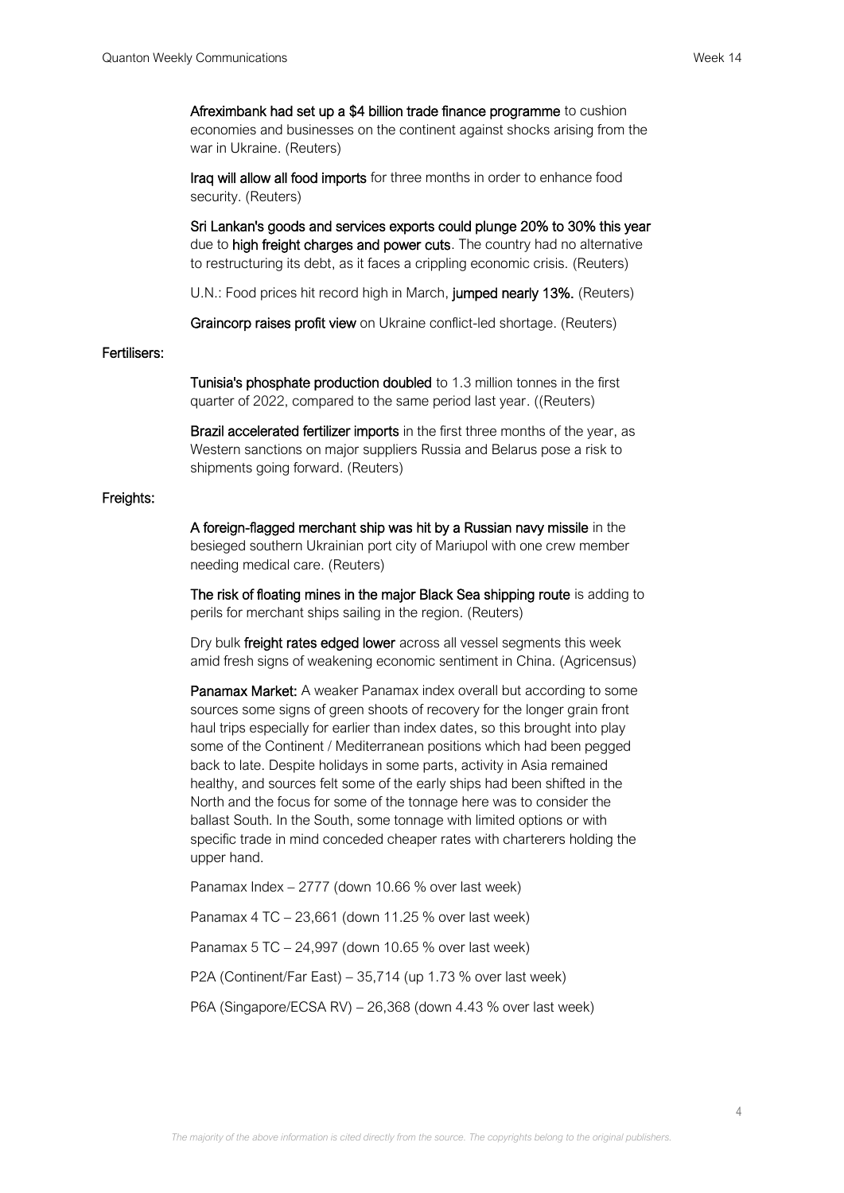**Afreximbank had set up a $4 billion trade finance programme** to cushion economies and businesses on the continent against shocks arising from the war in Ukraine. (Reuters)

**Iraq will allow all food imports** for three months in order to enhance food security. (Reuters)

**Sri Lankan's goods and services exports could plunge 20% to 30% this year** due to **high freight charges and power cuts**. The country had no alternative to restructuring its debt, as it faces a crippling economic crisis. (Reuters)

U.N.: Food prices hit record high in March, **jumped nearly 13%.** (Reuters)

**Graincorp raises profit view** on Ukraine conflict-led shortage. (Reuters)

**Fertilisers:**

**Tunisia's phosphate production doubled** to 1.3 million tonnes in the first quarter of 2022, compared to the same period last year. ((Reuters)

**Brazil accelerated fertilizer imports** in the first three months of the year, as Western sanctions on major suppliers Russia and Belarus pose a risk to shipments going forward. (Reuters)

**Freights:**

**A foreign-flagged merchant ship was hit by a Russian navy missile** in the besieged southern Ukrainian port city of Mariupol with one crew member needing medical care. (Reuters)

**The risk of floating mines in the major Black Sea shipping route** is adding to perils for merchant ships sailing in the region. (Reuters)

Dry bulk **freight rates edged lower** across all vessel segments this week amid fresh signs of weakening economic sentiment in China. (Agricensus)

**Panamax Market:** A weaker Panamax index overall but according to some sources some signs of green shoots of recovery for the longer grain front haul trips especially for earlier than index dates, so this brought into play some of the Continent / Mediterranean positions which had been pegged back to late. Despite holidays in some parts, activity in Asia remained healthy, and sources felt some of the early ships had been shifted in the North and the focus for some of the tonnage here was to consider the ballast South. In the South, some tonnage with limited options or with specific trade in mind conceded cheaper rates with charterers holding the upper hand.

Panamax Index – 2777 (down 10.66 % over last week)

Panamax 4 TC – 23,661 (down 11.25 % over last week)

Panamax 5 TC – 24,997 (down 10.65 % over last week)

P2A (Continent/Far East) – 35,714 (up 1.73 % over last week)

P6A (Singapore/ECSA RV) – 26,368 (down 4.43 % over last week)

*The majority of the above information is cited directly from the source. The copyrights belong to the original publishers.*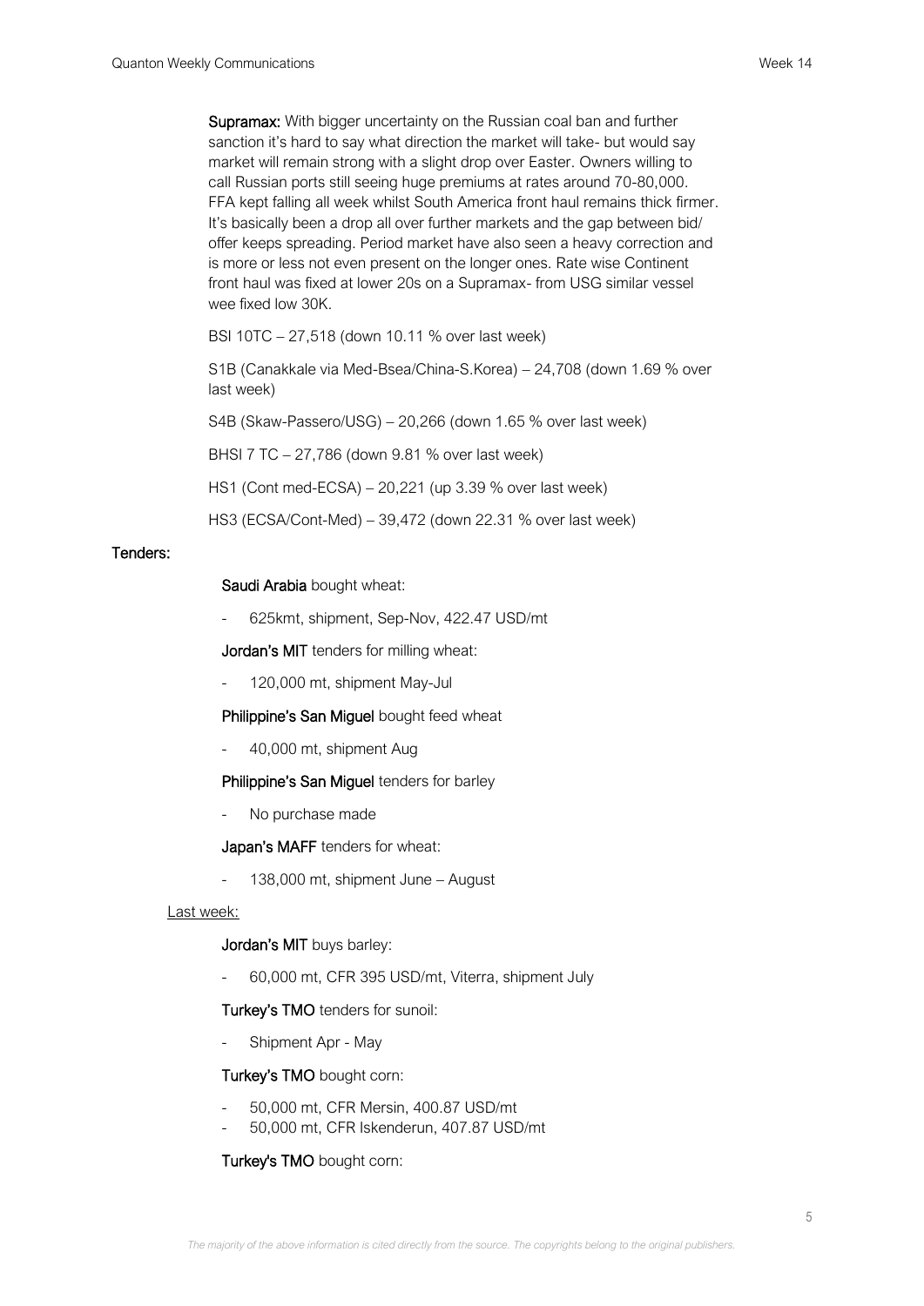**Supramax:** With bigger uncertainty on the Russian coal ban and further sanction it's hard to say what direction the market will take- but would say market will remain strong with a slight drop over Easter. Owners willing to call Russian ports still seeing huge premiums at rates around 70-80,000. FFA kept falling all week whilst South America front haul remains thick firmer. It's basically been a drop all over further markets and the gap between bid/ offer keeps spreading. Period market have also seen a heavy correction and is more or less not even present on the longer ones. Rate wise Continent front haul was fixed at lower 20s on a Supramax- from USG similar vessel wee fixed low 30K.

BSI 10TC – 27,518 (down 10.11 % over last week)

S1B (Canakkale via Med-Bsea/China-S.Korea) – 24,708 (down 1.69 % over last week)

S4B (Skaw-Passero/USG) – 20,266 (down 1.65 % over last week)

BHSI 7 TC – 27,786 (down 9.81 % over last week)

HS1 (Cont med-ECSA) – 20,221 (up 3.39 % over last week)

HS3 (ECSA/Cont-Med) – 39,472 (down 22.31 % over last week)

## Tenders:

**Saudi Arabia** bought wheat:

- 625kmt, shipment, Sep-Nov, 422.47 USD/mt

**Jordan's MIT** tenders for milling wheat:

- 120,000 mt, shipment May-Jul

**Philippine's San Miguel** bought feed wheat

- 40,000 mt, shipment Aug

**Philippine's San Miguel** tenders for barley

- No purchase made

**Japan's MAFF** tenders for wheat:

- 138,000 mt, shipment June – August

Last week:

**Jordan's MIT** buys barley:

- 60,000 mt, CFR 395 USD/mt, Viterra, shipment July

**Turkey's TMO** tenders for sunoil:

- Shipment Apr - May

**Turkey's TMO** bought corn:

- 50,000 mt, CFR Mersin, 400.87 USD/mt
- 50,000 mt, CFR Iskenderun, 407.87 USD/mt

**Turkey's TMO** bought corn: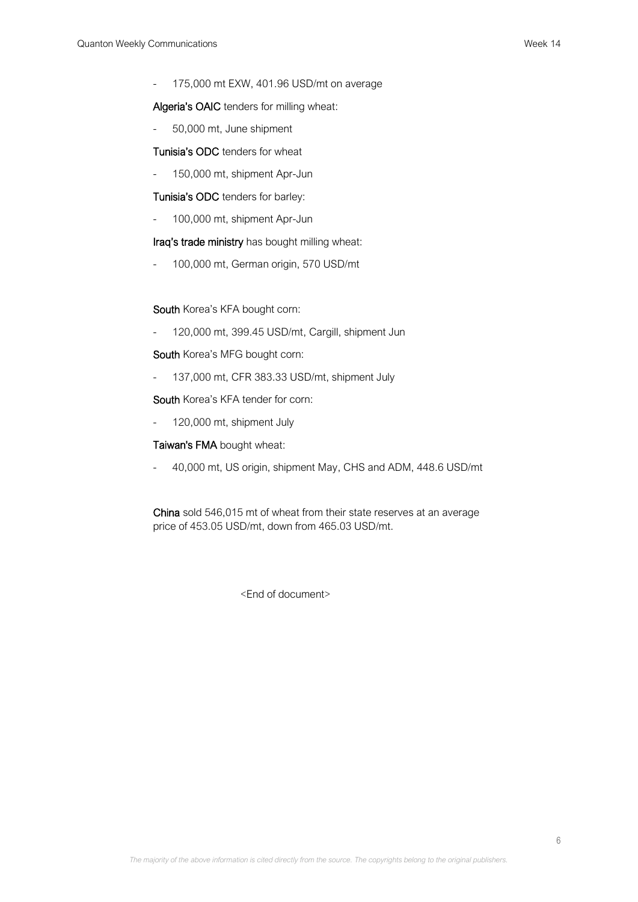- 175,000 mt EXW, 401.96 USD/mt on average

**Algeria's OAIC** tenders for milling wheat:

- 50,000 mt, June shipment

**Tunisia's ODC** tenders for wheat

- 150,000 mt, shipment Apr-Jun

**Tunisia's ODC** tenders for barley:

- 100,000 mt, shipment Apr-Jun

**Iraq's trade ministry** has bought milling wheat:

- 100,000 mt, German origin, 570 USD/mt

**South** Korea's KFA bought corn:

- 120,000 mt, 399.45 USD/mt, Cargill, shipment Jun

**South** Korea's MFG bought corn:

- 137,000 mt, CFR 383.33 USD/mt, shipment July

**South** Korea's KFA tender for corn:

- 120,000 mt, shipment July

**Taiwan's FMA** bought wheat:

- 40,000 mt, US origin, shipment May, CHS and ADM, 448.6 USD/mt

**China** sold 546,015 mt of wheat from their state reserves at an average price of 453.05 USD/mt, down from 465.03 USD/mt.

<End of document>

*The majority of the above information is cited directly from the source. The copyrights belong to the original publishers.*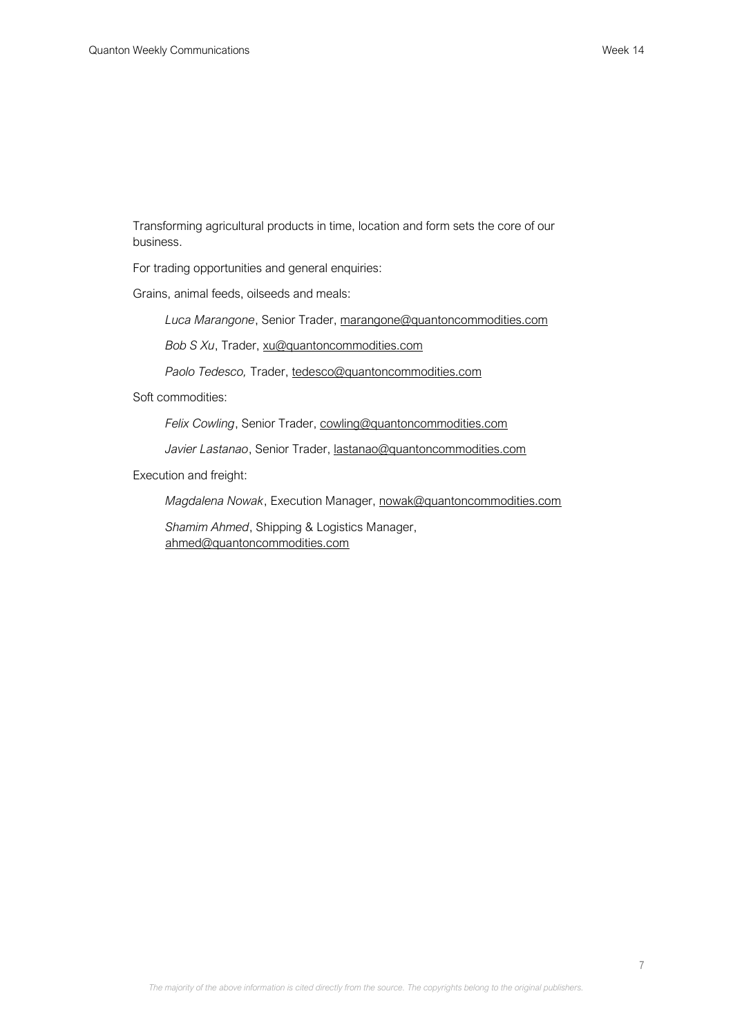Transforming agricultural products in time, location and form sets the core of our business.

For trading opportunities and general enquiries:

Grains, animal feeds, oilseeds and meals:

*Luca Marangone*, Senior Trader, marangone@quantoncommodities.com

*Bob S Xu*, Trader, xu@quantoncommodities.com

*Paolo Tedesco,* Trader, tedesco@quantoncommodities.com

Soft commodities:

*Felix Cowling*, Senior Trader, cowling@quantoncommodities.com

*Javier Lastanao*, Senior Trader, lastanao@quantoncommodities.com

Execution and freight:

*Magdalena Nowak*, Execution Manager, nowak@quantoncommodities.com

*Shamim Ahmed*, Shipping & Logistics Manager, ahmed@quantoncommodities.com

*The majority of the above information is cited directly from the source. The copyrights belong to the original publishers.*